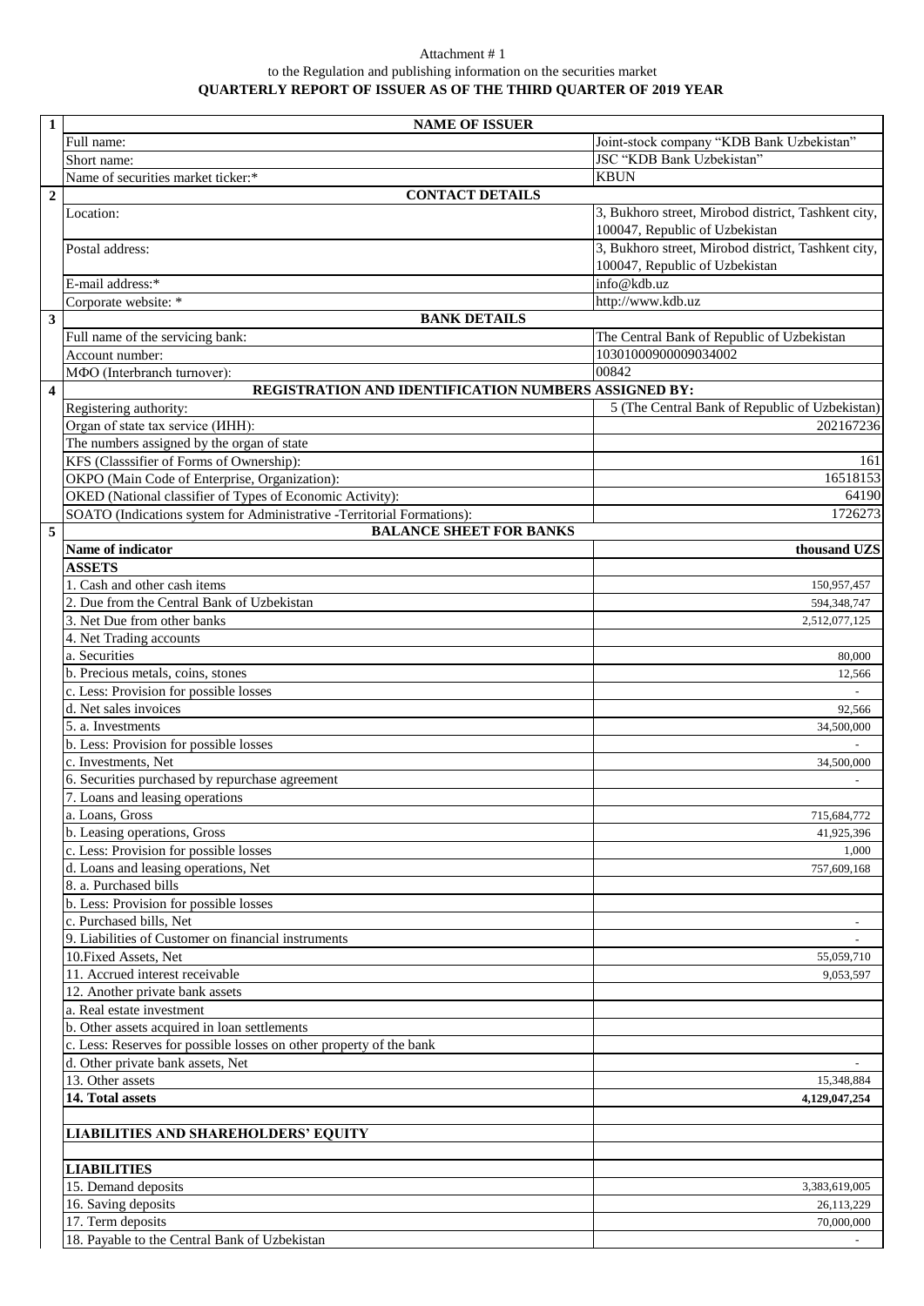Attachment # 1

to the Regulation and publishing information on the securities market

**QUARTERLY REPORT OF ISSUER AS OF THE THIRD QUARTER OF 2019 YEAR**

| | | |
|---|---|---|
| **1** | **NAME OF ISSUER** | |
| | Full name: | Joint-stock company "KDB Bank Uzbekistan" |
| | Short name: | JSC "KDB Bank Uzbekistan" |
| | Name of securities market ticker:* | KBUN |
| **2** | **CONTACT DETAILS** | |
| | Location: | 3, Bukhoro street, Mirobod district, Tashkent city, 100047, Republic of Uzbekistan |
| | Postal address: | 3, Bukhoro street, Mirobod district, Tashkent city, 100047, Republic of Uzbekistan |
| | E-mail address:* | info@kdb.uz |
| | Corporate website: * | http://www.kdb.uz |
| **3** | **BANK DETAILS** | |
| | Full name of the servicing bank: | The Central Bank of Republic of Uzbekistan |
| | Account number: | 10301000900009034002 |
| | МФО (Interbranch turnover): | 00842 |
| **4** | **REGISTRATION AND IDENTIFICATION NUMBERS ASSIGNED BY:** | |
| | Registering authority: | 5 (The Central Bank of Republic of Uzbekistan) |
| | Organ of state tax service (ИНН): | 202167236 |
| | The numbers assigned by the organ of state | |
| | KFS (Classsifier of Forms of Ownership): | 161 |
| | OKPO (Main Code of Enterprise, Organization): | 16518153 |
| | OKED (National classifier of Types of Economic Activity): | 64190 |
| | SOATO (Indications system for Administrative -Territorial Formations): | 1726273 |
| **5** | **BALANCE SHEET FOR BANKS** | |
| | **Name of indicator** | **thousand UZS** |
| | **ASSETS** | |
| | 1. Cash and other cash items | 150,957,457 |
| | 2. Due from the Central Bank of Uzbekistan | 594,348,747 |
| | 3. Net Due from other banks | 2,512,077,125 |
| | 4. Net Trading accounts | |
| | a. Securities | 80,000 |
| | b. Precious metals, coins, stones | 12,566 |
| | c. Less: Provision for possible losses | - |
| | d. Net sales invoices | 92,566 |
| | 5. a. Investments | 34,500,000 |
| | b. Less: Provision for possible losses | - |
| | c. Investments, Net | 34,500,000 |
| | 6. Securities purchased by repurchase agreement | - |
| | 7. Loans and leasing operations | |
| | a. Loans, Gross | 715,684,772 |
| | b. Leasing operations, Gross | 41,925,396 |
| | c. Less: Provision for possible losses | 1,000 |
| | d. Loans and leasing operations, Net | 757,609,168 |
| | 8. a. Purchased bills | |
| | b. Less: Provision for possible losses | |
| | c. Purchased bills, Net | - |
| | 9. Liabilities of Customer on financial instruments | - |
| | 10.Fixed Assets, Net | 55,059,710 |
| | 11. Accrued interest receivable | 9,053,597 |
| | 12. Another private bank assets | |
| | a. Real estate investment | |
| | b. Other assets acquired in loan settlements | |
| | c. Less: Reserves for possible losses on other property of the bank | |
| | d. Other private bank assets, Net | - |
| | 13. Other assets | 15,348,884 |
| | **14. Total assets** | **4,129,047,254** |
| | | |
| | **LIABILITIES AND SHAREHOLDERS' EQUITY** | |
| | | |
| | **LIABILITIES** | |
| | 15. Demand deposits | 3,383,619,005 |
| | 16. Saving deposits | 26,113,229 |
| | 17. Term deposits | 70,000,000 |
| | 18. Payable to the Central Bank of Uzbekistan | - |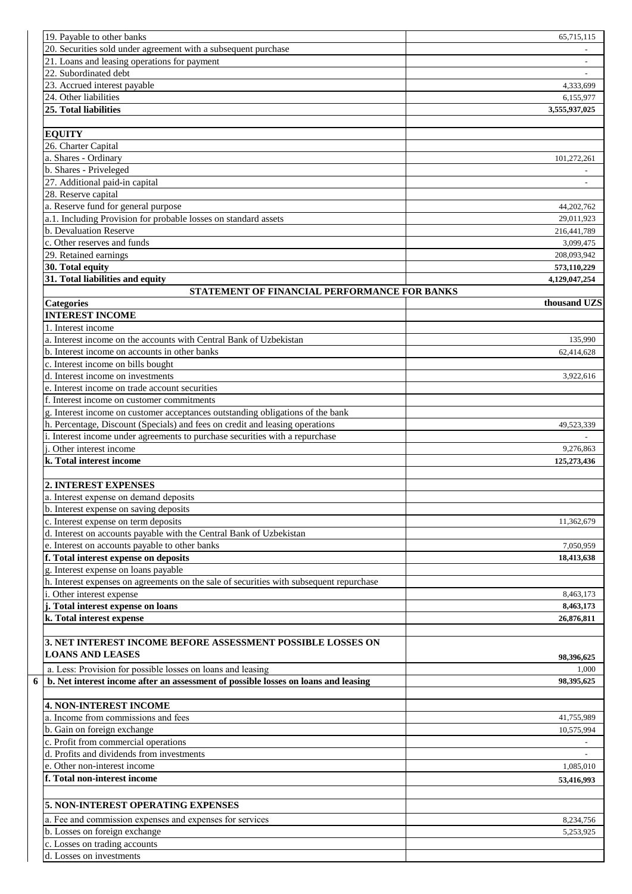| | |
|---|---|
| 19. Payable to other banks | 65,715,115 |
| 20. Securities sold under agreement with a subsequent purchase | - |
| 21. Loans and leasing operations for payment | - |
| 22. Subordinated debt | - |
| 23. Accrued interest payable | 4,333,699 |
| 24. Other liabilities | 6,155,977 |
| **25. Total liabilities** | **3,555,937,025** |
| | |
| **EQUITY** | |
| 26. Charter Capital | |
| a. Shares - Ordinary | 101,272,261 |
| b. Shares - Priveleged | - |
| 27. Additional paid-in capital | - |
| 28. Reserve capital | |
| a. Reserve fund for general purpose | 44,202,762 |
| a.1. Including Provision for probable losses on standard assets | 29,011,923 |
| b. Devaluation Reserve | 216,441,789 |
| c. Other reserves and funds | 3,099,475 |
| 29. Retained earnings | 208,093,942 |
| **30. Total equity** | **573,110,229** |
| **31. Total liabilities and equity** | **4,129,047,254** |

## STATEMENT OF FINANCIAL PERFORMANCE FOR BANKS

| **Categories** | **thousand UZS** |
|---|---|
| **INTEREST INCOME** | |
| 1. Interest income | |
| a. Interest income on the accounts with Central Bank of Uzbekistan | 135,990 |
| b. Interest income on accounts in other banks | 62,414,628 |
| c. Interest income on bills bought | |
| d. Interest income on investments | 3,922,616 |
| e. Interest income on trade account securities | |
| f. Interest income on customer commitments | |
| g. Interest income on customer acceptances outstanding obligations of the bank | |
| h. Percentage, Discount (Specials) and fees on credit and leasing operations | 49,523,339 |
| i. Interest income under agreements to purchase securities with a repurchase | - |
| j. Other interest income | 9,276,863 |
| **k. Total interest income** | **125,273,436** |
| | |
| **2. INTEREST EXPENSES** | |
| a. Interest expense on demand deposits | |
| b. Interest expense on saving deposits | |
| c. Interest expense on term deposits | 11,362,679 |
| d. Interest on accounts payable with the Central Bank of Uzbekistan | |
| e. Interest on accounts payable to other banks | 7,050,959 |
| **f. Total interest expense on deposits** | **18,413,638** |
| g. Interest expense on loans payable | |
| h. Interest expenses on agreements on the sale of securities with subsequent repurchase | |
| i. Other interest expense | 8,463,173 |
| **j. Total interest expense on loans** | **8,463,173** |
| **k. Total interest expense** | **26,876,811** |
| | |
| **3. NET INTEREST INCOME BEFORE ASSESSMENT POSSIBLE LOSSES ON LOANS AND LEASES** | **98,396,625** |
| a. Less: Provision for possible losses on loans and leasing | 1,000 |
| **b. Net interest income after an assessment of possible losses on loans and leasing** | **98,395,625** |
| | |
| **4. NON-INTEREST INCOME** | |
| a. Income from commissions and fees | 41,755,989 |
| b. Gain on foreign exchange | 10,575,994 |
| c. Profit from commercial operations | - |
| d. Profits and dividends from investments | - |
| e. Other non-interest income | 1,085,010 |
| **f. Total non-interest income** | **53,416,993** |
| | |
| **5. NON-INTEREST OPERATING EXPENSES** | |
| a. Fee and commission expenses and expenses for services | 8,234,756 |
| b. Losses on foreign exchange | 5,253,925 |
| c. Losses on trading accounts | |
| d. Losses on investments | |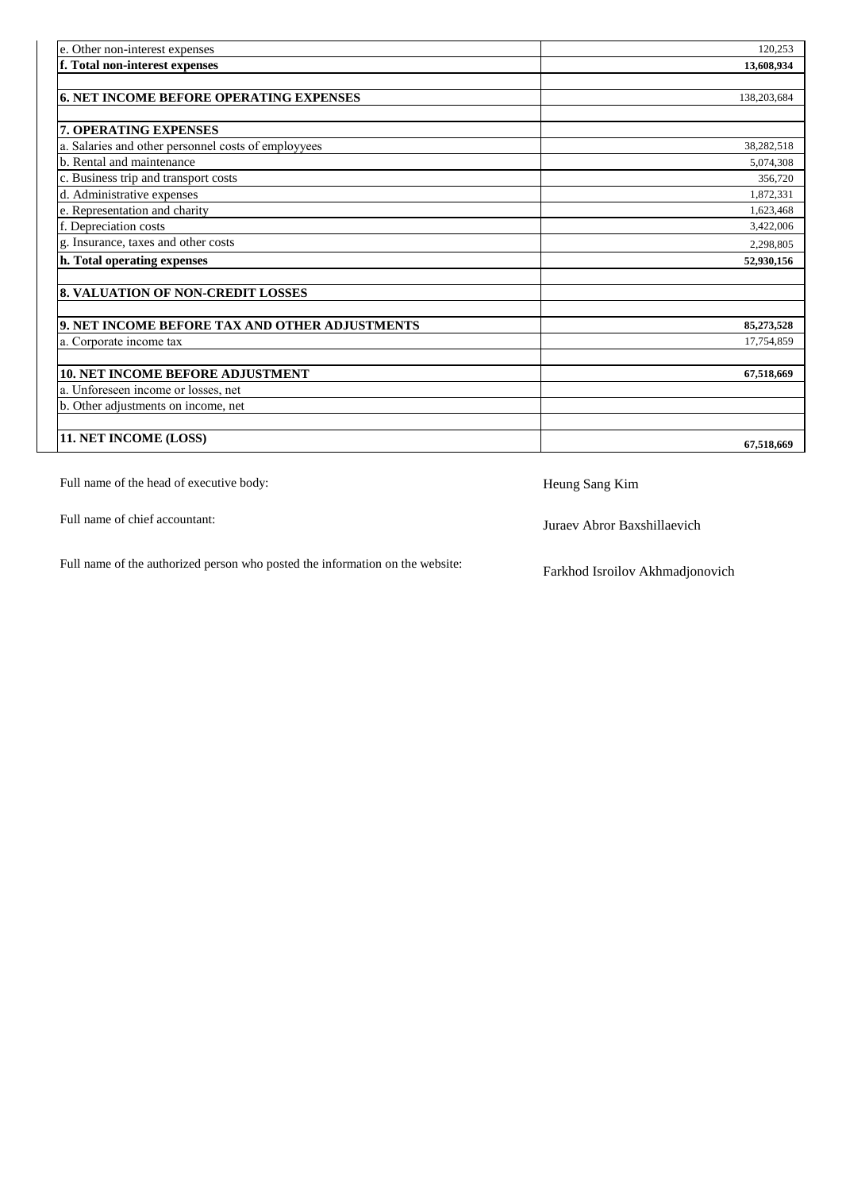| | |
|---|---|
| e. Other non-interest expenses | 120,253 |
| **f. Total non-interest expenses** | **13,608,934** |
| | |
| **6. NET INCOME BEFORE OPERATING EXPENSES** | 138,203,684 |
| | |
| **7. OPERATING EXPENSES** | |
| a. Salaries and other personnel costs of employyees | 38,282,518 |
| b. Rental and maintenance | 5,074,308 |
| c. Business trip and transport costs | 356,720 |
| d. Administrative expenses | 1,872,331 |
| e. Representation and charity | 1,623,468 |
| f. Depreciation costs | 3,422,006 |
| g. Insurance, taxes and other costs | 2,298,805 |
| **h. Total operating expenses** | **52,930,156** |
| | |
| **8. VALUATION OF NON-CREDIT LOSSES** | |
| | |
| **9. NET INCOME BEFORE TAX AND OTHER ADJUSTMENTS** | **85,273,528** |
| a. Corporate income tax | 17,754,859 |
| | |
| **10. NET INCOME BEFORE ADJUSTMENT** | **67,518,669** |
| a. Unforeseen income or losses, net | |
| b. Other adjustments on income, net | |
| | |
| **11. NET INCOME (LOSS)** | **67,518,669** |

Full name of the head of executive body: Heung Sang Kim

Full name of chief accountant: Juraev Abror Baxshillaevich

Full name of the authorized person who posted the information on the website: Farkhod Isroilov Akhmadjonovich